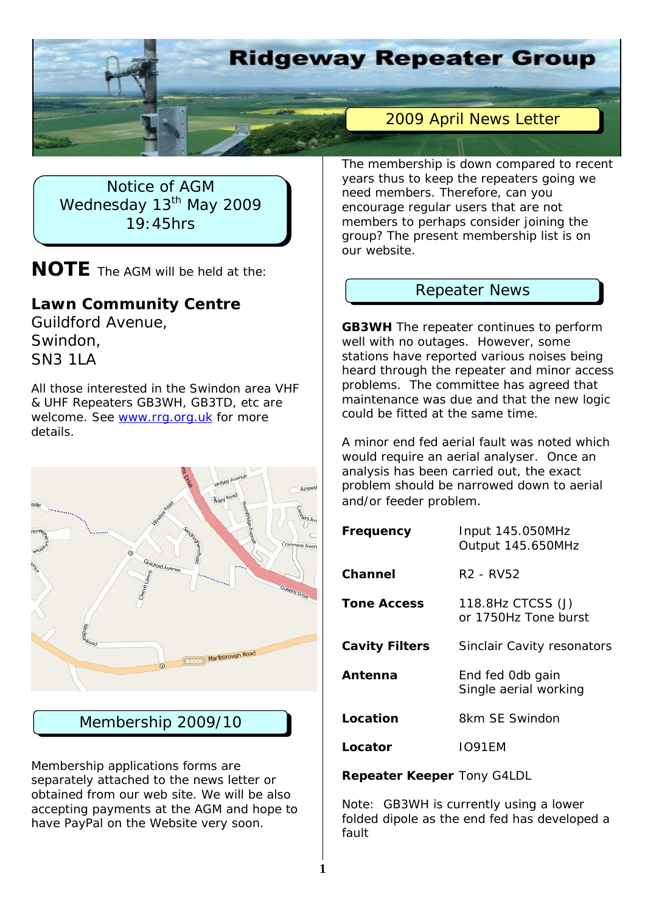# Ridgeway Repeater Group

## 2009 April News Letter

**Notice of AGM**
**Wednesday 13th May 2009**
**19:45hrs**

**NOTE** The AGM will be held at the:

**Lawn Community Centre**
Guildford Avenue,
Swindon,
SN3 1LA

All those interested in the Swindon area VHF & UHF Repeaters GB3WH, GB3TD, etc are welcome. See www.rrg.org.uk for more details.

## Membership 2009/10

Membership applications forms are separately attached to the news letter or obtained from our web site. We will be also accepting payments at the AGM and hope to have PayPal on the Website very soon.

The membership is down compared to recent years thus to keep the repeaters going we need members. Therefore, can you encourage regular users that are not members to perhaps consider joining the group? The present membership list is on our website.

## Repeater News

**GB3WH** The repeater continues to perform well with no outages. However, some stations have reported various noises being heard through the repeater and minor access problems. The committee has agreed that maintenance was due and that the new logic could be fitted at the same time.

A minor end fed aerial fault was noted which would require an aerial analyser. Once an analysis has been carried out, the exact problem should be narrowed down to aerial and/or feeder problem.

| | |
|---|---|
| **Frequency** | Input 145.050MHz<br>Output 145.650MHz |
| **Channel** | R2 - RV52 |
| **Tone Access** | 118.8Hz CTCSS (J)<br>or 1750Hz Tone burst |
| **Cavity Filters** | Sinclair Cavity resonators |
| **Antenna** | End fed 0db gain<br>Single aerial working |
| **Location** | 8km SE Swindon |
| **Locator** | IO91EM |

**Repeater Keeper** Tony G4LDL

Note: GB3WH is currently using a lower folded dipole as the end fed has developed a fault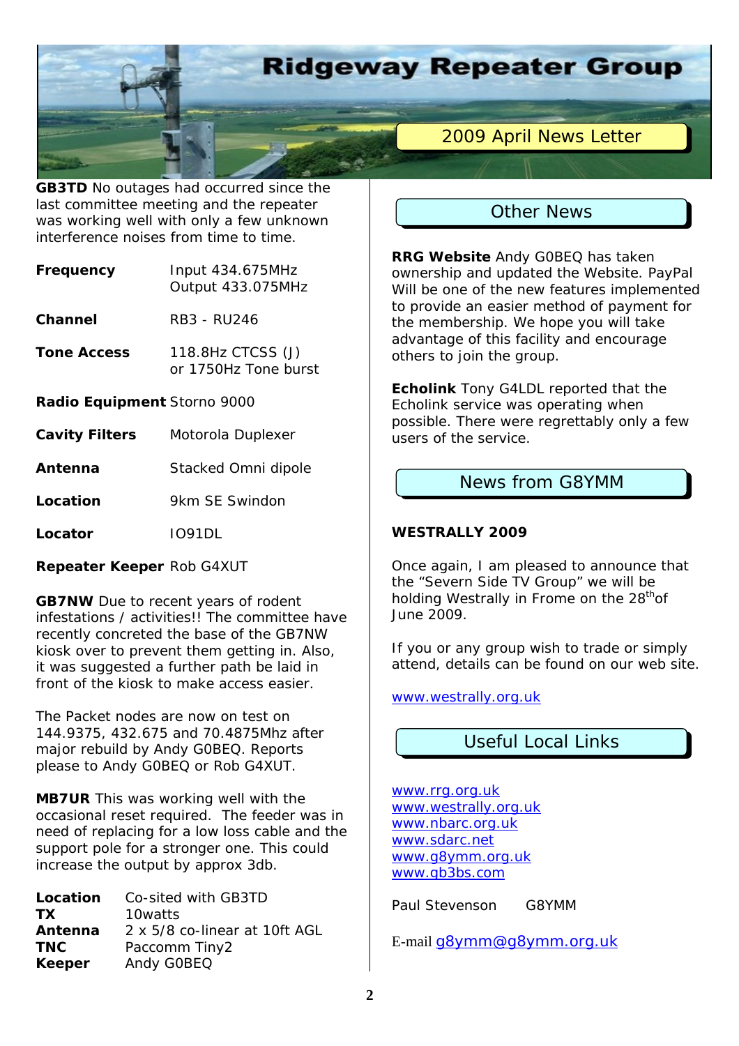# Ridgeway Repeater Group

## 2009 April News Letter

**GB3TD** No outages had occurred since the last committee meeting and the repeater was working well with only a few unknown interference noises from time to time.

| | |
|---|---|
| **Frequency** | Input 434.675MHz<br>Output 433.075MHz |
| **Channel** | RB3 - RU246 |
| **Tone Access** | 118.8Hz CTCSS (J)<br>or 1750Hz Tone burst |
| **Radio Equipment** | Storno 9000 |
| **Cavity Filters** | Motorola Duplexer |
| **Antenna** | Stacked Omni dipole |
| **Location** | 9km SE Swindon |
| **Locator** | IO91DL |
| **Repeater Keeper** | Rob G4XUT |

**GB7NW** Due to recent years of rodent infestations / activities!! The committee have recently concreted the base of the GB7NW kiosk over to prevent them getting in. Also, it was suggested a further path be laid in front of the kiosk to make access easier.

The Packet nodes are now on test on 144.9375, 432.675 and 70.4875Mhz after major rebuild by Andy G0BEQ. Reports please to Andy G0BEQ or Rob G4XUT.

**MB7UR** This was working well with the occasional reset required. The feeder was in need of replacing for a low loss cable and the support pole for a stronger one. This could increase the output by approx 3db.

| | |
|---|---|
| **Location** | Co-sited with GB3TD |
| **TX** | 10watts |
| **Antenna** | 2 x 5/8 co-linear at 10ft AGL |
| **TNC** | Paccomm Tiny2 |
| **Keeper** | Andy G0BEQ |

## Other News

**RRG Website** Andy G0BEQ has taken ownership and updated the Website. PayPal Will be one of the new features implemented to provide an easier method of payment for the membership. We hope you will take advantage of this facility and encourage others to join the group.

**Echolink** Tony G4LDL reported that the Echolink service was operating when possible. There were regrettably only a few users of the service.

## News from G8YMM

**WESTRALLY 2009**

Once again, I am pleased to announce that the "Severn Side TV Group" we will be holding Westrally in Frome on the 28th of June 2009.

If you or any group wish to trade or simply attend, details can be found on our web site.

www.westrally.org.uk

## Useful Local Links

www.rrg.org.uk
www.westrally.org.uk
www.nbarc.org.uk
www.sdarc.net
www.g8ymm.org.uk
www.gb3bs.com

Paul Stevenson G8YMM

E-mail g8ymm@g8ymm.org.uk